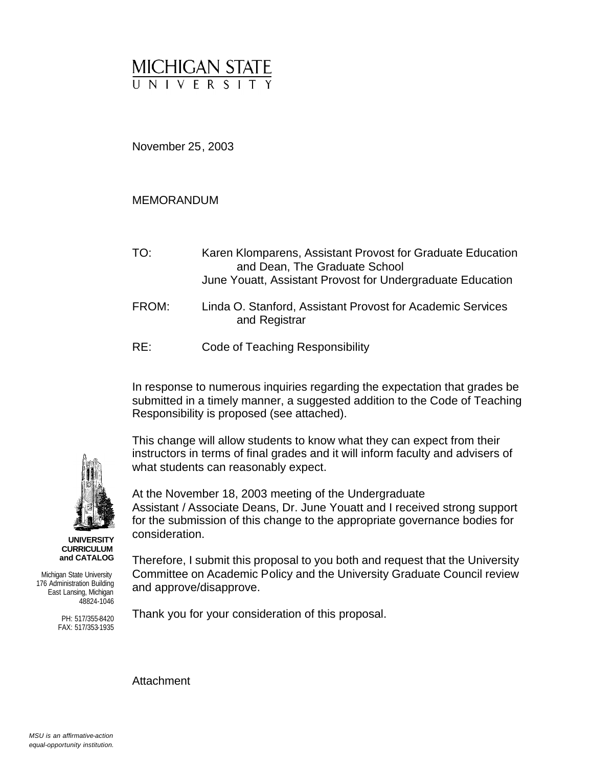# MICHIGAN STATE UNIVERSITY

November 25, 2003

MEMORANDUM

TO: Karen Klomparens, Assistant Provost for Graduate Education and Dean, The Graduate School
June Youatt, Assistant Provost for Undergraduate Education

FROM: Linda O. Stanford, Assistant Provost for Academic Services and Registrar

RE: Code of Teaching Responsibility

In response to numerous inquiries regarding the expectation that grades be submitted in a timely manner, a suggested addition to the Code of Teaching Responsibility is proposed (see attached).

This change will allow students to know what they can expect from their instructors in terms of final grades and it will inform faculty and advisers of what students can reasonably expect.

At the November 18, 2003 meeting of the Undergraduate Assistant / Associate Deans, Dr. June Youatt and I received strong support for the submission of this change to the appropriate governance bodies for consideration.

Therefore, I submit this proposal to you both and request that the University Committee on Academic Policy and the University Graduate Council review and approve/disapprove.

Thank you for your consideration of this proposal.

Attachment

**UNIVERSITY CURRICULUM and CATALOG**

Michigan State University
176 Administration Building
East Lansing, Michigan
48824-1046

PH: 517/355-8420
FAX: 517/353-1935

*MSU is an affirmative-action equal-opportunity institution.*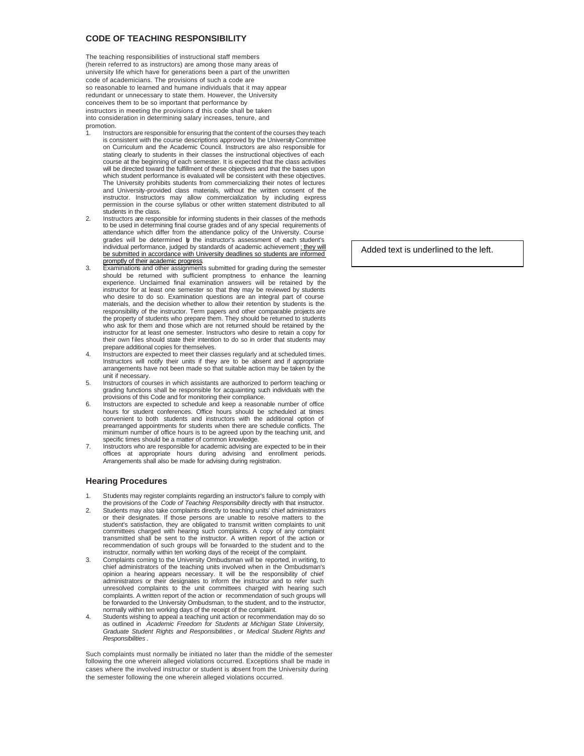## CODE OF TEACHING RESPONSIBILITY

The teaching responsibilities of instructional staff members (herein referred to as instructors) are among those many areas of university life which have for generations been a part of the unwritten code of academicians. The provisions of such a code are so reasonable to learned and humane individuals that it may appear redundant or unnecessary to state them. However, the University conceives them to be so important that performance by instructors in meeting the provisions of this code shall be taken into consideration in determining salary increases, tenure, and promotion.

1. Instructors are responsible for ensuring that the content of the courses they teach is consistent with the course descriptions approved by the University Committee on Curriculum and the Academic Council. Instructors are also responsible for stating clearly to students in their classes the instructional objectives of each course at the beginning of each semester. It is expected that the class activities will be directed toward the fulfillment of these objectives and that the bases upon which student performance is evaluated will be consistent with these objectives. The University prohibits students from commercializing their notes of lectures and University-provided class materials, without the written consent of the instructor. Instructors may allow commercialization by including express permission in the course syllabus or other written statement distributed to all students in the class.
2. Instructors are responsible for informing students in their classes of the methods to be used in determining final course grades and of any special requirements of attendance which differ from the attendance policy of the University. Course grades will be determined by the instructor's assessment of each student's individual performance, judged by standards of academic achievement <u>; they will be submitted in accordance with University deadlines so students are informed promptly of their academic progress</u>.
3. Examinations and other assignments submitted for grading during the semester should be returned with sufficient promptness to enhance the learning experience. Unclaimed final examination answers will be retained by the instructor for at least one semester so that they may be reviewed by students who desire to do so. Examination questions are an integral part of course materials, and the decision whether to allow their retention by students is the responsibility of the instructor. Term papers and other comparable projects are the property of students who prepare them. They should be returned to students who ask for them and those which are not returned should be retained by the instructor for at least one semester. Instructors who desire to retain a copy for their own files should state their intention to do so in order that students may prepare additional copies for themselves.
4. Instructors are expected to meet their classes regularly and at scheduled times. Instructors will notify their units if they are to be absent and if appropriate arrangements have not been made so that suitable action may be taken by the unit if necessary.
5. Instructors of courses in which assistants are authorized to perform teaching or grading functions shall be responsible for acquainting such individuals with the provisions of this Code and for monitoring their compliance.
6. Instructors are expected to schedule and keep a reasonable number of office hours for student conferences. Office hours should be scheduled at times convenient to both students and instructors with the additional option of prearranged appointments for students when there are schedule conflicts. The minimum number of office hours is to be agreed upon by the teaching unit, and specific times should be a matter of common knowledge.
7. Instructors who are responsible for academic advising are expected to be in their offices at appropriate hours during advising and enrollment periods. Arrangements shall also be made for advising during registration.

Added text is underlined to the left.

### Hearing Procedures

1. Students may register complaints regarding an instructor's failure to comply with the provisions of the *Code of Teaching Responsibility* directly with that instructor.
2. Students may also take complaints directly to teaching units' chief administrators or their designates. If those persons are unable to resolve matters to the student's satisfaction, they are obligated to transmit written complaints to unit committees charged with hearing such complaints. A copy of any complaint transmitted shall be sent to the instructor. A written report of the action or recommendation of such groups will be forwarded to the student and to the instructor, normally within ten working days of the receipt of the complaint.
3. Complaints coming to the University Ombudsman will be reported, in writing, to chief administrators of the teaching units involved when in the Ombudsman's opinion a hearing appears necessary. It will be the responsibility of chief administrators or their designates to inform the instructor and to refer such unresolved complaints to the unit committees charged with hearing such complaints. A written report of the action or recommendation of such groups will be forwarded to the University Ombudsman, to the student, and to the instructor, normally within ten working days of the receipt of the complaint.
4. Students wishing to appeal a teaching unit action or recommendation may do so as outlined in *Academic Freedom for Students at Michigan State University, Graduate Student Rights and Responsibilities*, or *Medical Student Rights and Responsibilities*.

Such complaints must normally be initiated no later than the middle of the semester following the one wherein alleged violations occurred. Exceptions shall be made in cases where the involved instructor or student is absent from the University during the semester following the one wherein alleged violations occurred.